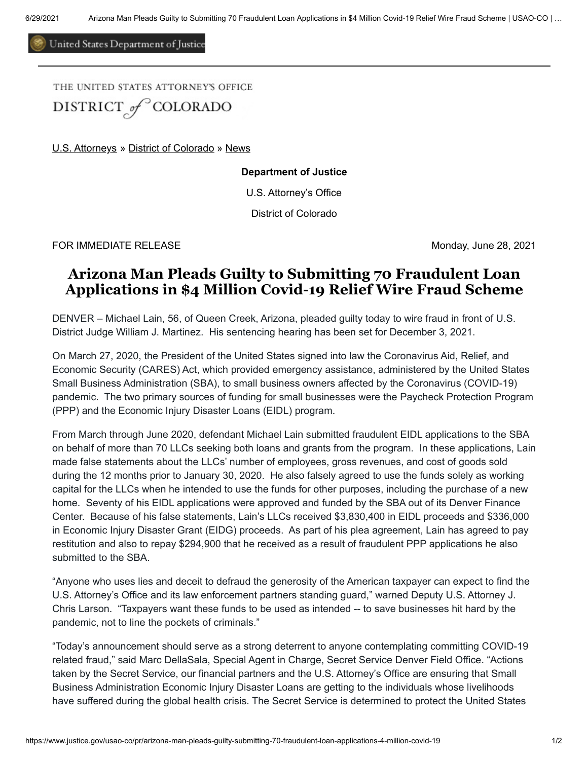United States Department of Justice

THE UNITED STATES ATTORNEY'S OFFICE

DISTRICT *of* COLORADO

U.S. Attorneys » District of Colorado » News

**Department of Justice**

U.S. Attorney's Office

District of Colorado

FOR IMMEDIATE RELEASE Monday, June 28, 2021

# Arizona Man Pleads Guilty to Submitting 70 Fraudulent Loan Applications in $4 Million Covid-19 Relief Wire Fraud Scheme

DENVER – Michael Lain, 56, of Queen Creek, Arizona, pleaded guilty today to wire fraud in front of U.S. District Judge William J. Martinez. His sentencing hearing has been set for December 3, 2021.

On March 27, 2020, the President of the United States signed into law the Coronavirus Aid, Relief, and Economic Security (CARES) Act, which provided emergency assistance, administered by the United States Small Business Administration (SBA), to small business owners affected by the Coronavirus (COVID-19) pandemic. The two primary sources of funding for small businesses were the Paycheck Protection Program (PPP) and the Economic Injury Disaster Loans (EIDL) program.

From March through June 2020, defendant Michael Lain submitted fraudulent EIDL applications to the SBA on behalf of more than 70 LLCs seeking both loans and grants from the program. In these applications, Lain made false statements about the LLCs' number of employees, gross revenues, and cost of goods sold during the 12 months prior to January 30, 2020. He also falsely agreed to use the funds solely as working capital for the LLCs when he intended to use the funds for other purposes, including the purchase of a new home. Seventy of his EIDL applications were approved and funded by the SBA out of its Denver Finance Center. Because of his false statements, Lain's LLCs received $3,830,400 in EIDL proceeds and $336,000 in Economic Injury Disaster Grant (EIDG) proceeds. As part of his plea agreement, Lain has agreed to pay restitution and also to repay $294,900 that he received as a result of fraudulent PPP applications he also submitted to the SBA.

"Anyone who uses lies and deceit to defraud the generosity of the American taxpayer can expect to find the U.S. Attorney's Office and its law enforcement partners standing guard," warned Deputy U.S. Attorney J. Chris Larson. "Taxpayers want these funds to be used as intended -- to save businesses hit hard by the pandemic, not to line the pockets of criminals."

"Today's announcement should serve as a strong deterrent to anyone contemplating committing COVID-19 related fraud," said Marc DellaSala, Special Agent in Charge, Secret Service Denver Field Office. "Actions taken by the Secret Service, our financial partners and the U.S. Attorney's Office are ensuring that Small Business Administration Economic Injury Disaster Loans are getting to the individuals whose livelihoods have suffered during the global health crisis. The Secret Service is determined to protect the United States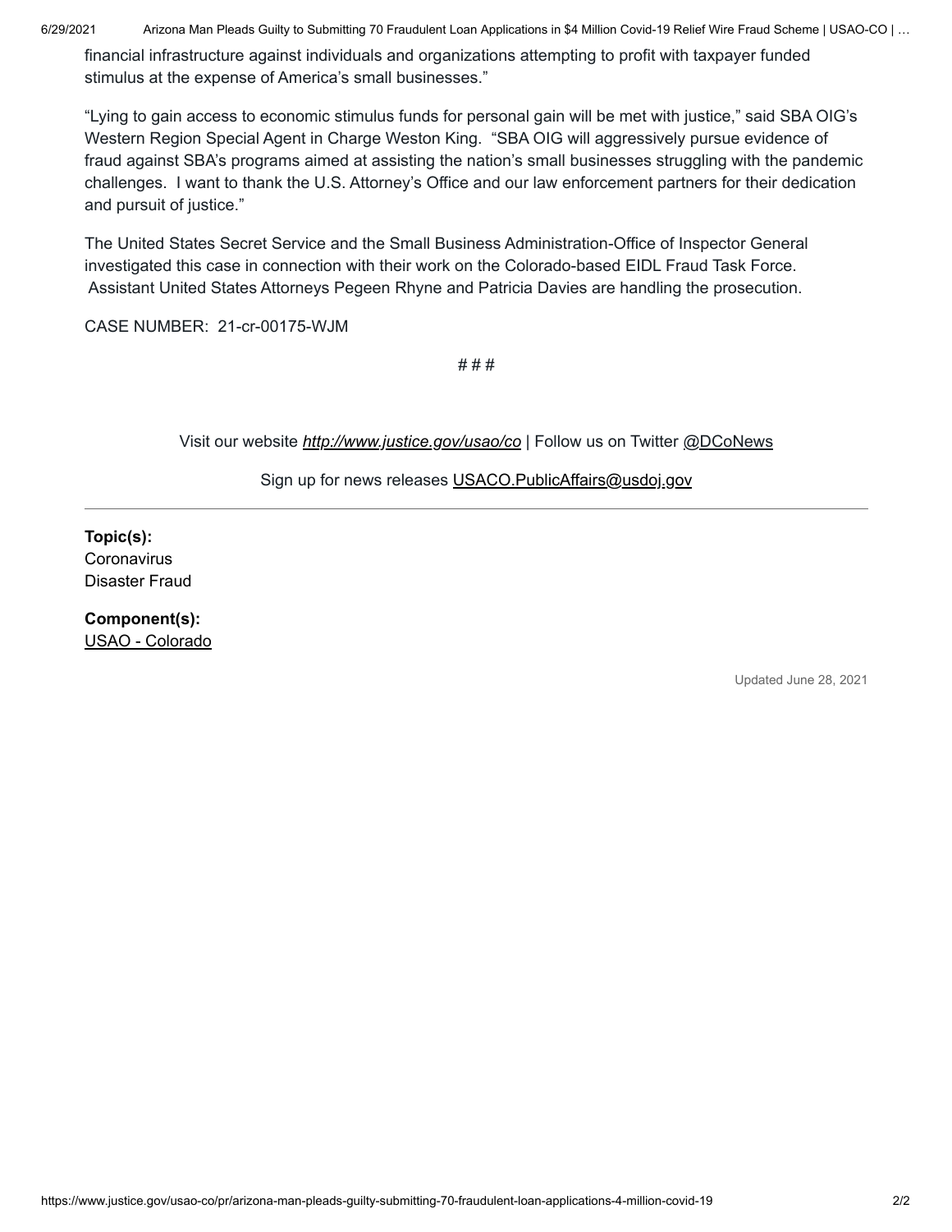financial infrastructure against individuals and organizations attempting to profit with taxpayer funded stimulus at the expense of America's small businesses."

"Lying to gain access to economic stimulus funds for personal gain will be met with justice," said SBA OIG's Western Region Special Agent in Charge Weston King. "SBA OIG will aggressively pursue evidence of fraud against SBA's programs aimed at assisting the nation's small businesses struggling with the pandemic challenges. I want to thank the U.S. Attorney's Office and our law enforcement partners for their dedication and pursuit of justice."

The United States Secret Service and the Small Business Administration-Office of Inspector General investigated this case in connection with their work on the Colorado-based EIDL Fraud Task Force. Assistant United States Attorneys Pegeen Rhyne and Patricia Davies are handling the prosecution.

CASE NUMBER: 21-cr-00175-WJM

# # #

Visit our website *http://www.justice.gov/usao/co* | Follow us on Twitter @DCoNews

Sign up for news releases USACO.PublicAffairs@usdoj.gov

---

**Topic(s):**
Coronavirus
Disaster Fraud

**Component(s):**
USAO - Colorado

Updated June 28, 2021